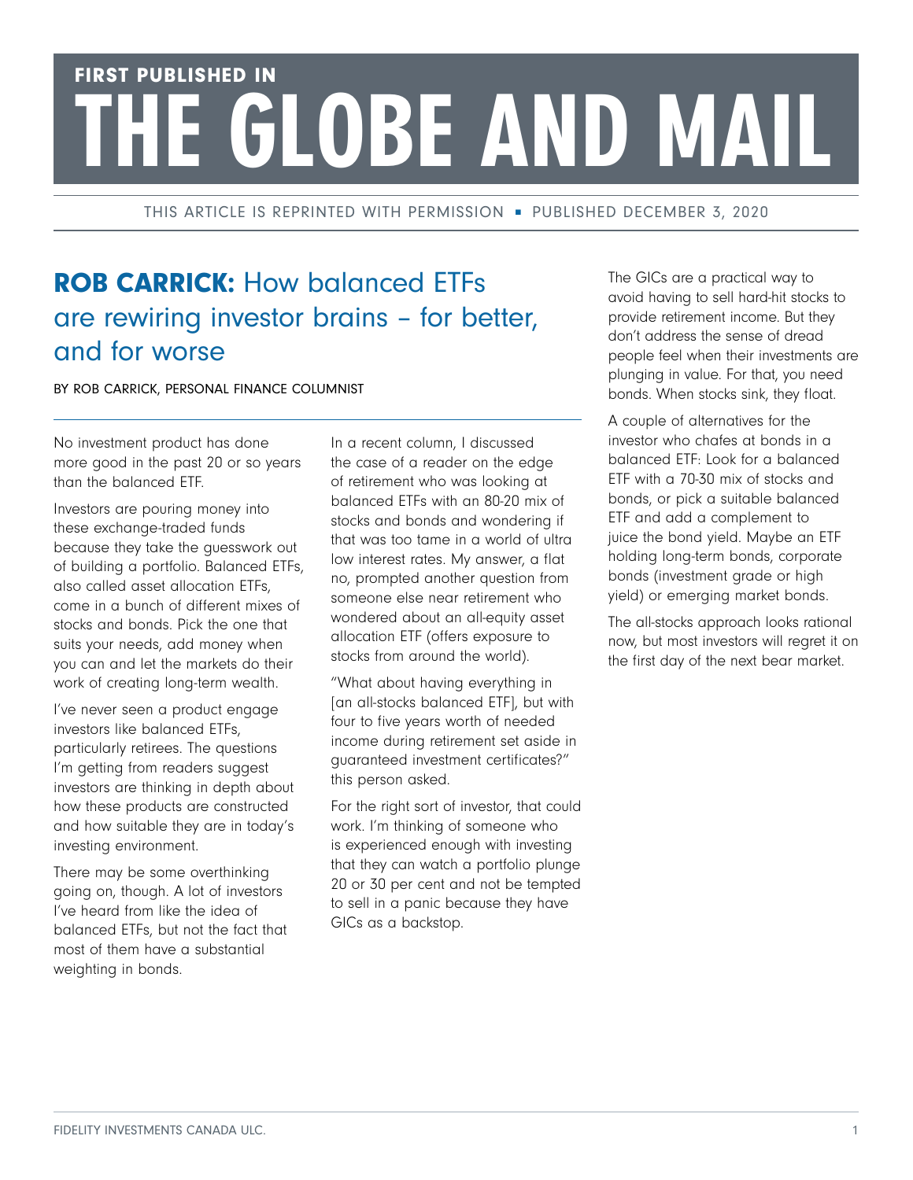FIRST PUBLISHED IN

# THE GLOBE AND MAIL

THIS ARTICLE IS REPRINTED WITH PERMISSION ▪ PUBLISHED DECEMBER 3, 2020

## **ROB CARRICK:** How balanced ETFs are rewiring investor brains – for better, and for worse

BY ROB CARRICK, PERSONAL FINANCE COLUMNIST

No investment product has done more good in the past 20 or so years than the balanced ETF.

Investors are pouring money into these exchange-traded funds because they take the guesswork out of building a portfolio. Balanced ETFs, also called asset allocation ETFs, come in a bunch of different mixes of stocks and bonds. Pick the one that suits your needs, add money when you can and let the markets do their work of creating long-term wealth.

I've never seen a product engage investors like balanced ETFs, particularly retirees. The questions I'm getting from readers suggest investors are thinking in depth about how these products are constructed and how suitable they are in today's investing environment.

There may be some overthinking going on, though. A lot of investors I've heard from like the idea of balanced ETFs, but not the fact that most of them have a substantial weighting in bonds.

In a recent column, I discussed the case of a reader on the edge of retirement who was looking at balanced ETFs with an 80-20 mix of stocks and bonds and wondering if that was too tame in a world of ultra low interest rates. My answer, a flat no, prompted another question from someone else near retirement who wondered about an all-equity asset allocation ETF (offers exposure to stocks from around the world).

"What about having everything in [an all-stocks balanced ETF], but with four to five years worth of needed income during retirement set aside in guaranteed investment certificates?" this person asked.

For the right sort of investor, that could work. I'm thinking of someone who is experienced enough with investing that they can watch a portfolio plunge 20 or 30 per cent and not be tempted to sell in a panic because they have GICs as a backstop.

The GICs are a practical way to avoid having to sell hard-hit stocks to provide retirement income. But they don't address the sense of dread people feel when their investments are plunging in value. For that, you need bonds. When stocks sink, they float.

A couple of alternatives for the investor who chafes at bonds in a balanced ETF: Look for a balanced ETF with a 70-30 mix of stocks and bonds, or pick a suitable balanced ETF and add a complement to juice the bond yield. Maybe an ETF holding long-term bonds, corporate bonds (investment grade or high yield) or emerging market bonds.

The all-stocks approach looks rational now, but most investors will regret it on the first day of the next bear market.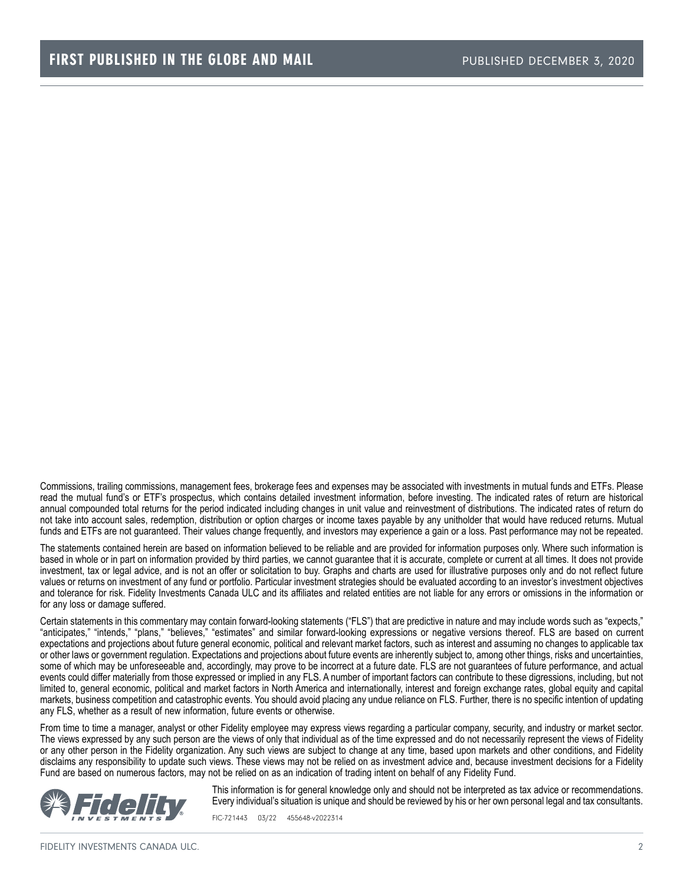Commissions, trailing commissions, management fees, brokerage fees and expenses may be associated with investments in mutual funds and ETFs. Please read the mutual fund's or ETF's prospectus, which contains detailed investment information, before investing. The indicated rates of return are historical annual compounded total returns for the period indicated including changes in unit value and reinvestment of distributions. The indicated rates of return do not take into account sales, redemption, distribution or option charges or income taxes payable by any unitholder that would have reduced returns. Mutual funds and ETFs are not guaranteed. Their values change frequently, and investors may experience a gain or a loss. Past performance may not be repeated.

The statements contained herein are based on information believed to be reliable and are provided for information purposes only. Where such information is based in whole or in part on information provided by third parties, we cannot guarantee that it is accurate, complete or current at all times. It does not provide investment, tax or legal advice, and is not an offer or solicitation to buy. Graphs and charts are used for illustrative purposes only and do not reflect future values or returns on investment of any fund or portfolio. Particular investment strategies should be evaluated according to an investor's investment objectives and tolerance for risk. Fidelity Investments Canada ULC and its affiliates and related entities are not liable for any errors or omissions in the information or for any loss or damage suffered.

Certain statements in this commentary may contain forward-looking statements ("FLS") that are predictive in nature and may include words such as "expects," "anticipates," "intends," "plans," "believes," "estimates" and similar forward-looking expressions or negative versions thereof. FLS are based on current expectations and projections about future general economic, political and relevant market factors, such as interest and assuming no changes to applicable tax or other laws or government regulation. Expectations and projections about future events are inherently subject to, among other things, risks and uncertainties, some of which may be unforeseeable and, accordingly, may prove to be incorrect at a future date. FLS are not guarantees of future performance, and actual events could differ materially from those expressed or implied in any FLS. A number of important factors can contribute to these digressions, including, but not limited to, general economic, political and market factors in North America and internationally, interest and foreign exchange rates, global equity and capital markets, business competition and catastrophic events. You should avoid placing any undue reliance on FLS. Further, there is no specific intention of updating any FLS, whether as a result of new information, future events or otherwise.

From time to time a manager, analyst or other Fidelity employee may express views regarding a particular company, security, and industry or market sector. The views expressed by any such person are the views of only that individual as of the time expressed and do not necessarily represent the views of Fidelity or any other person in the Fidelity organization. Any such views are subject to change at any time, based upon markets and other conditions, and Fidelity disclaims any responsibility to update such views. These views may not be relied on as investment advice and, because investment decisions for a Fidelity Fund are based on numerous factors, may not be relied on as an indication of trading intent on behalf of any Fidelity Fund.

This information is for general knowledge only and should not be interpreted as tax advice or recommendations. Every individual's situation is unique and should be reviewed by his or her own personal legal and tax consultants.

FIC-721443 03/22 455648-v2022314